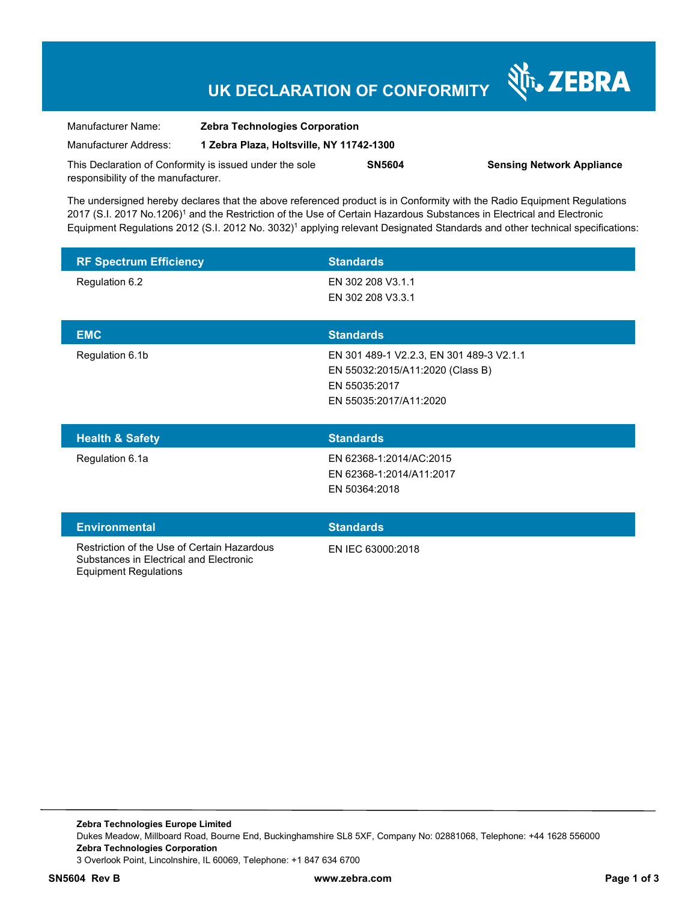# UK DECLARATION OF CONFORMITY

ZEBRA

| | |
|---|---|
| Manufacturer Name: | **Zebra Technologies Corporation** |
| Manufacturer Address: | **1 Zebra Plaza, Holtsville, NY 11742-1300** |

This Declaration of Conformity is issued under the sole responsibility of the manufacturer. **SN5604** **Sensing Network Appliance**

The undersigned hereby declares that the above referenced product is in Conformity with the Radio Equipment Regulations 2017 (S.I. 2017 No.1206)[1] and the Restriction of the Use of Certain Hazardous Substances in Electrical and Electronic Equipment Regulations 2012 (S.I. 2012 No. 3032)[1] applying relevant Designated Standards and other technical specifications:

| RF Spectrum Efficiency | Standards |
|---|---|
| Regulation 6.2 | EN 302 208 V3.1.1<br>EN 302 208 V3.3.1 |

| EMC | Standards |
|---|---|
| Regulation 6.1b | EN 301 489-1 V2.2.3, EN 301 489-3 V2.1.1<br>EN 55032:2015/A11:2020 (Class B)<br>EN 55035:2017<br>EN 55035:2017/A11:2020 |

| Health & Safety | Standards |
|---|---|
| Regulation 6.1a | EN 62368-1:2014/AC:2015<br>EN 62368-1:2014/A11:2017<br>EN 50364:2018 |

| Environmental | Standards |
|---|---|
| Restriction of the Use of Certain Hazardous Substances in Electrical and Electronic Equipment Regulations | EN IEC 63000:2018 |

**Zebra Technologies Europe Limited**
Dukes Meadow, Millboard Road, Bourne End, Buckinghamshire SL8 5XF, Company No: 02881068, Telephone: +44 1628 556000
**Zebra Technologies Corporation**
3 Overlook Point, Lincolnshire, IL 60069, Telephone: +1 847 634 6700

**SN5604 Rev B** **www.zebra.com**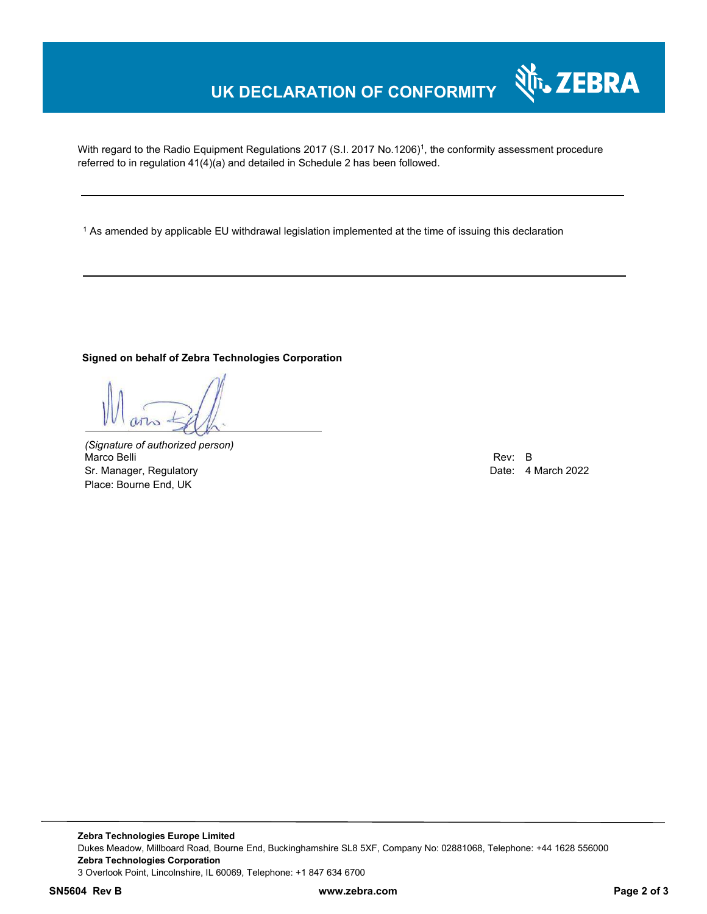# UK DECLARATION OF CONFORMITY

With regard to the Radio Equipment Regulations 2017 (S.I. 2017 No.1206)[1], the conformity assessment procedure referred to in regulation 41(4)(a) and detailed in Schedule 2 has been followed.

---

[1] As amended by applicable EU withdrawal legislation implemented at the time of issuing this declaration

---

**Signed on behalf of Zebra Technologies Corporation**

*(Signature of authorized person)*
Marco Belli
Sr. Manager, Regulatory
Place: Bourne End, UK

Rev: B
Date: 4 March 2022

**Zebra Technologies Europe Limited**
Dukes Meadow, Millboard Road, Bourne End, Buckinghamshire SL8 5XF, Company No: 02881068, Telephone: +44 1628 556000
**Zebra Technologies Corporation**
3 Overlook Point, Lincolnshire, IL 60069, Telephone: +1 847 634 6700

**SN5604 Rev B** **www.zebra.com**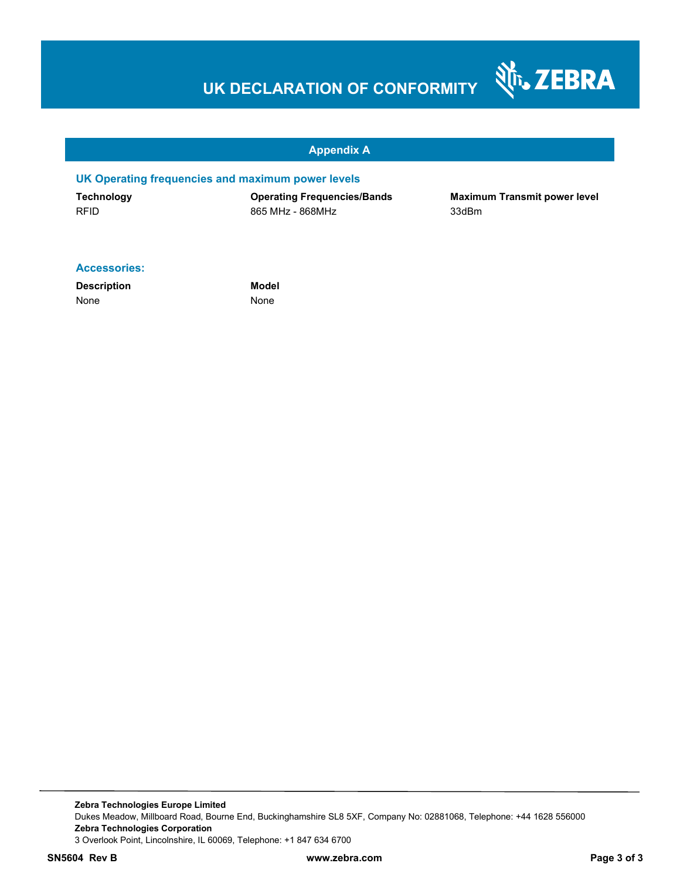# UK DECLARATION OF CONFORMITY

## Appendix A

### UK Operating frequencies and maximum power levels

| Technology | Operating Frequencies/Bands | Maximum Transmit power level |
| --- | --- | --- |
| RFID | 865 MHz - 868MHz | 33dBm |

### Accessories:

| Description | Model |
| --- | --- |
| None | None |

**Zebra Technologies Europe Limited**
Dukes Meadow, Millboard Road, Bourne End, Buckinghamshire SL8 5XF, Company No: 02881068, Telephone: +44 1628 556000
**Zebra Technologies Corporation**
3 Overlook Point, Lincolnshire, IL 60069, Telephone: +1 847 634 6700

**SN5604 Rev B** **www.zebra.com**